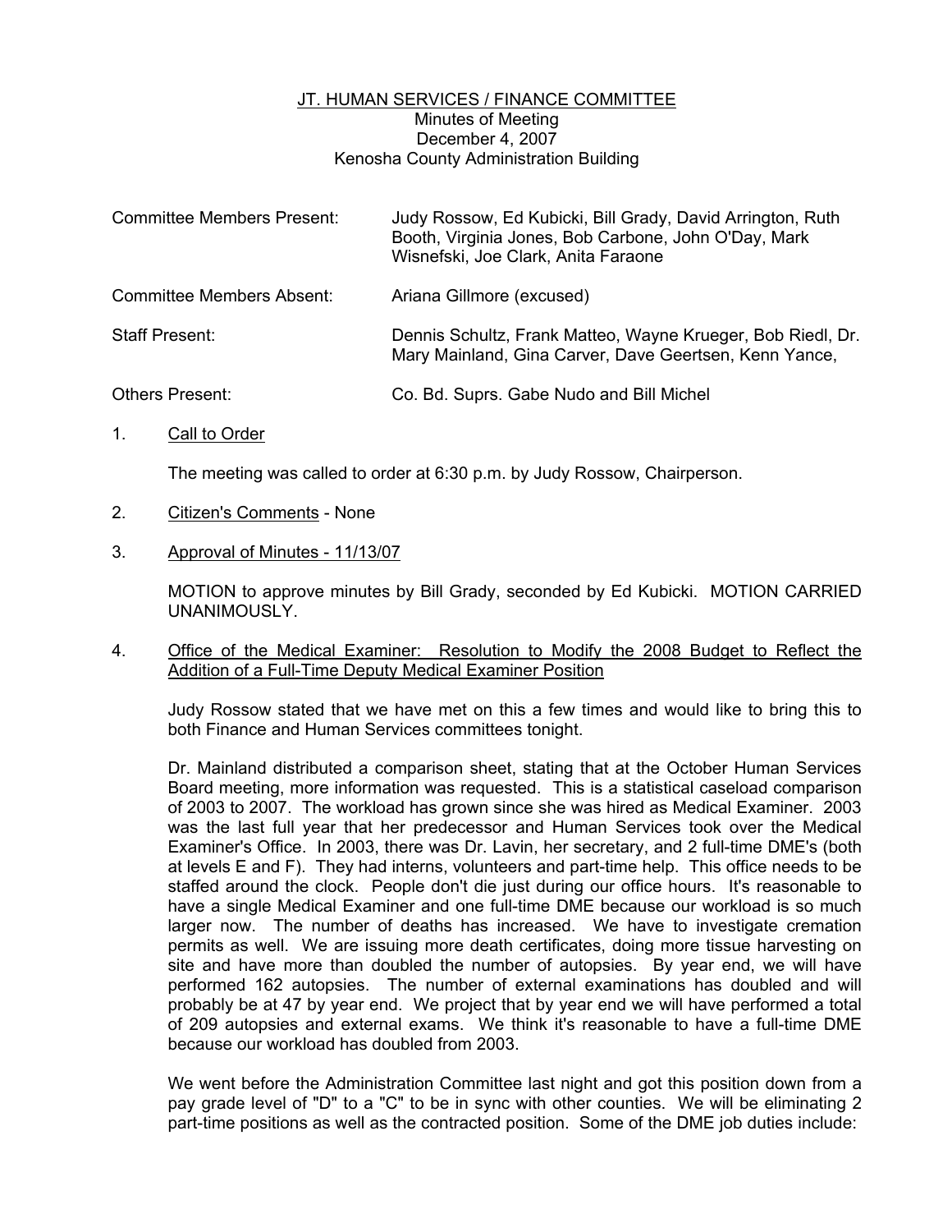# JT. HUMAN SERVICES / FINANCE COMMITTEE

Minutes of Meeting
December 4, 2007
Kenosha County Administration Building

| | |
|---|---|
| Committee Members Present: | Judy Rossow, Ed Kubicki, Bill Grady, David Arrington, Ruth Booth, Virginia Jones, Bob Carbone, John O'Day, Mark Wisnefski, Joe Clark, Anita Faraone |
| Committee Members Absent: | Ariana Gillmore (excused) |
| Staff Present: | Dennis Schultz, Frank Matteo, Wayne Krueger, Bob Riedl, Dr. Mary Mainland, Gina Carver, Dave Geertsen, Kenn Yance, |
| Others Present: | Co. Bd. Suprs. Gabe Nudo and Bill Michel |

1. Call to Order

   The meeting was called to order at 6:30 p.m. by Judy Rossow, Chairperson.

2. Citizen's Comments - None

3. Approval of Minutes - 11/13/07

   MOTION to approve minutes by Bill Grady, seconded by Ed Kubicki. MOTION CARRIED UNANIMOUSLY.

4. Office of the Medical Examiner: Resolution to Modify the 2008 Budget to Reflect the Addition of a Full-Time Deputy Medical Examiner Position

   Judy Rossow stated that we have met on this a few times and would like to bring this to both Finance and Human Services committees tonight.

   Dr. Mainland distributed a comparison sheet, stating that at the October Human Services Board meeting, more information was requested. This is a statistical caseload comparison of 2003 to 2007. The workload has grown since she was hired as Medical Examiner. 2003 was the last full year that her predecessor and Human Services took over the Medical Examiner's Office. In 2003, there was Dr. Lavin, her secretary, and 2 full-time DME's (both at levels E and F). They had interns, volunteers and part-time help. This office needs to be staffed around the clock. People don't die just during our office hours. It's reasonable to have a single Medical Examiner and one full-time DME because our workload is so much larger now. The number of deaths has increased. We have to investigate cremation permits as well. We are issuing more death certificates, doing more tissue harvesting on site and have more than doubled the number of autopsies. By year end, we will have performed 162 autopsies. The number of external examinations has doubled and will probably be at 47 by year end. We project that by year end we will have performed a total of 209 autopsies and external exams. We think it's reasonable to have a full-time DME because our workload has doubled from 2003.

   We went before the Administration Committee last night and got this position down from a pay grade level of "D" to a "C" to be in sync with other counties. We will be eliminating 2 part-time positions as well as the contracted position. Some of the DME job duties include: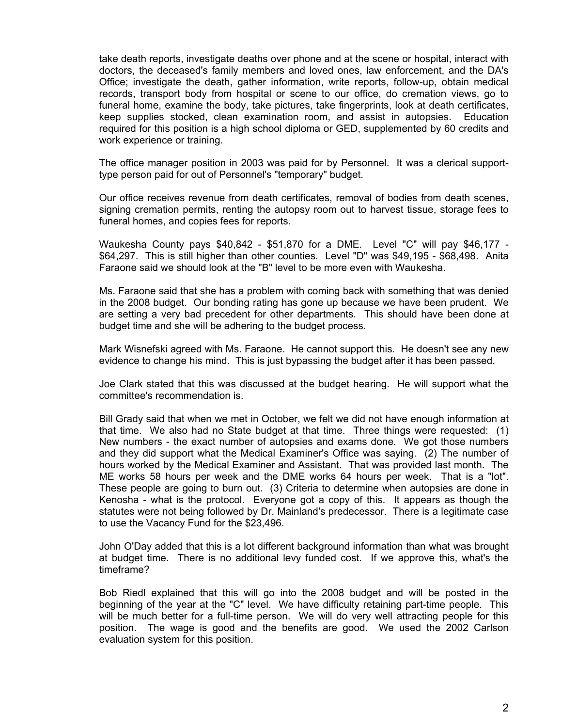take death reports, investigate deaths over phone and at the scene or hospital, interact with doctors, the deceased's family members and loved ones, law enforcement, and the DA's Office; investigate the death, gather information, write reports, follow-up, obtain medical records, transport body from hospital or scene to our office, do cremation views, go to funeral home, examine the body, take pictures, take fingerprints, look at death certificates, keep supplies stocked, clean examination room, and assist in autopsies. Education required for this position is a high school diploma or GED, supplemented by 60 credits and work experience or training.

The office manager position in 2003 was paid for by Personnel. It was a clerical support-type person paid for out of Personnel's "temporary" budget.

Our office receives revenue from death certificates, removal of bodies from death scenes, signing cremation permits, renting the autopsy room out to harvest tissue, storage fees to funeral homes, and copies fees for reports.

Waukesha County pays $40,842 - $51,870 for a DME. Level "C" will pay $46,177 - $64,297. This is still higher than other counties. Level "D" was $49,195 - $68,498. Anita Faraone said we should look at the "B" level to be more even with Waukesha.

Ms. Faraone said that she has a problem with coming back with something that was denied in the 2008 budget. Our bonding rating has gone up because we have been prudent. We are setting a very bad precedent for other departments. This should have been done at budget time and she will be adhering to the budget process.

Mark Wisnefski agreed with Ms. Faraone. He cannot support this. He doesn't see any new evidence to change his mind. This is just bypassing the budget after it has been passed.

Joe Clark stated that this was discussed at the budget hearing. He will support what the committee's recommendation is.

Bill Grady said that when we met in October, we felt we did not have enough information at that time. We also had no State budget at that time. Three things were requested: (1) New numbers - the exact number of autopsies and exams done. We got those numbers and they did support what the Medical Examiner's Office was saying. (2) The number of hours worked by the Medical Examiner and Assistant. That was provided last month. The ME works 58 hours per week and the DME works 64 hours per week. That is a "lot". These people are going to burn out. (3) Criteria to determine when autopsies are done in Kenosha - what is the protocol. Everyone got a copy of this. It appears as though the statutes were not being followed by Dr. Mainland's predecessor. There is a legitimate case to use the Vacancy Fund for the $23,496.

John O'Day added that this is a lot different background information than what was brought at budget time. There is no additional levy funded cost. If we approve this, what's the timeframe?

Bob Riedl explained that this will go into the 2008 budget and will be posted in the beginning of the year at the "C" level. We have difficulty retaining part-time people. This will be much better for a full-time person. We will do very well attracting people for this position. The wage is good and the benefits are good. We used the 2002 Carlson evaluation system for this position.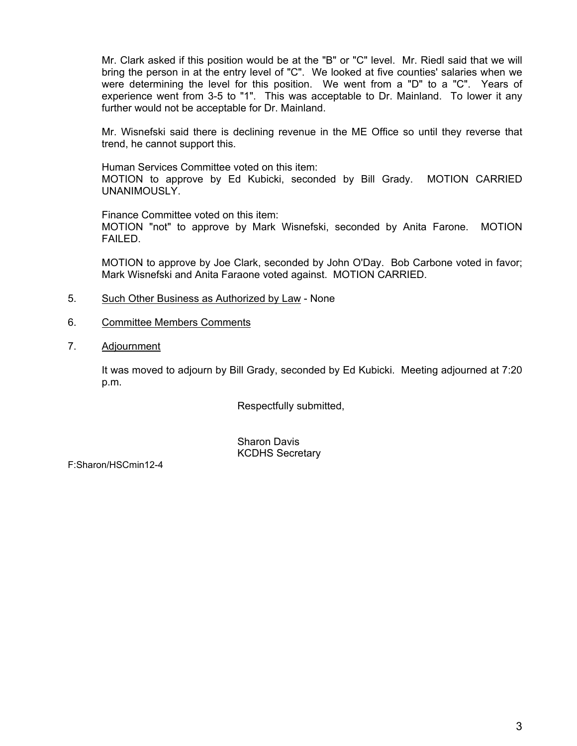Mr. Clark asked if this position would be at the "B" or "C" level. Mr. Riedl said that we will bring the person in at the entry level of "C". We looked at five counties' salaries when we were determining the level for this position. We went from a "D" to a "C". Years of experience went from 3-5 to "1". This was acceptable to Dr. Mainland. To lower it any further would not be acceptable for Dr. Mainland.

Mr. Wisnefski said there is declining revenue in the ME Office so until they reverse that trend, he cannot support this.

Human Services Committee voted on this item:
MOTION to approve by Ed Kubicki, seconded by Bill Grady. MOTION CARRIED UNANIMOUSLY.

Finance Committee voted on this item:
MOTION "not" to approve by Mark Wisnefski, seconded by Anita Farone. MOTION FAILED.

MOTION to approve by Joe Clark, seconded by John O'Day. Bob Carbone voted in favor; Mark Wisnefski and Anita Faraone voted against. MOTION CARRIED.

5. Such Other Business as Authorized by Law - None

6. Committee Members Comments

7. Adjournment

   It was moved to adjourn by Bill Grady, seconded by Ed Kubicki. Meeting adjourned at 7:20 p.m.

Respectfully submitted,

Sharon Davis
KCDHS Secretary

F:Sharon/HSCmin12-4